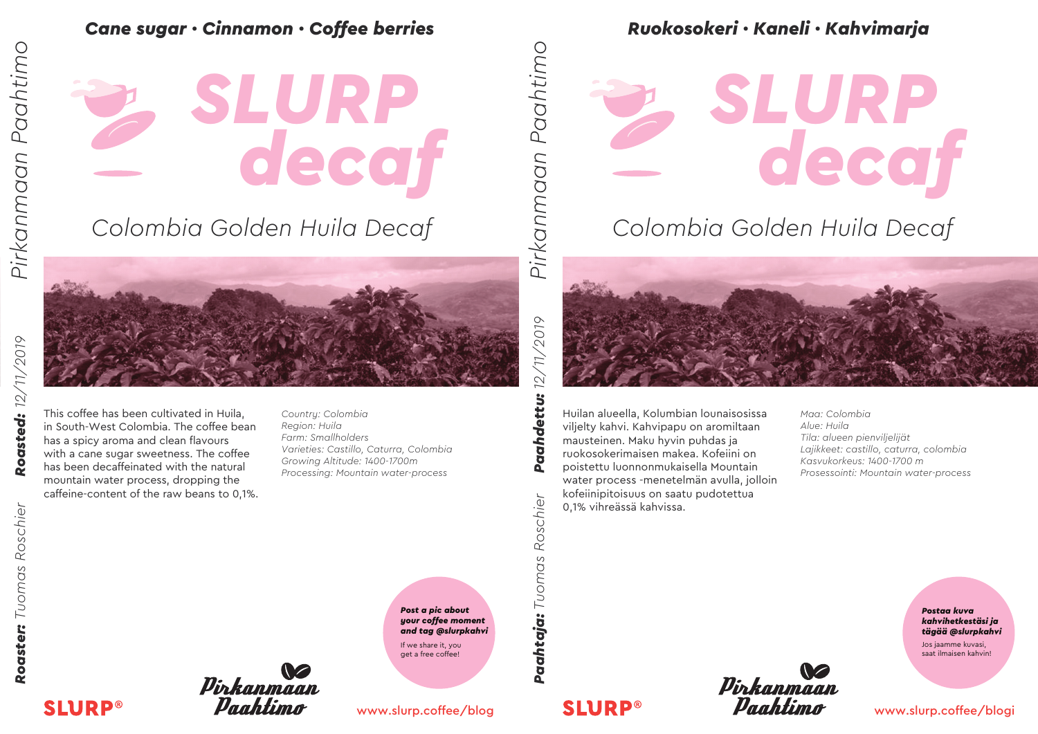*Pirkanmaan Paahtimo*

**Roasted:** *12/11/2019*

**Roaster:** *Tuomas Roschier*

## *Cane sugar · Cinnamon · Coffee berries*

# SLURP decaf

## Colombia Golden Huila Decaf

This coffee has been cultivated in Huila, in South-West Colombia. The coffee bean has a spicy aroma and clean flavours with a cane sugar sweetness. The coffee has been decaffeinated with the natural mountain water process, dropping the caffeine-content of the raw beans to 0,1%.

*Country: Colombia*
*Region: Huila*
*Farm: Smallholders*
*Varieties: Castillo, Caturra, Colombia*
*Growing Altitude: 1400-1700m*
*Processing: Mountain water-process*

***Post a pic about your coffee moment and tag @slurpkahvi***

If we share it, you get a free coffee!

SLURP®

Pirkanmaan Paahtimo

www.slurp.coffee/blog

---

*Pirkanmaan Paahtimo*

**Paahdettu:** *12/11/2019*

**Paahtaja:** *Tuomas Roschier*

## *Ruokosokeri · Kaneli · Kahvimarja*

# SLURP decaf

## Colombia Golden Huila Decaf

Huilan alueella, Kolumbian lounaisosissa viljelty kahvi. Kahvipapu on aromiltaan mausteinen. Maku hyvin puhdas ja ruokosokerimaisen makea. Kofeiini on poistettu luonnonmukaisella Mountain water process -menetelmän avulla, jolloin kofeiinipitoisuus on saatu pudotettua 0,1% vihreässä kahvissa.

*Maa: Colombia*
*Alue: Huila*
*Tila: alueen pienviljelijät*
*Lajikkeet: castillo, caturra, colombia*
*Kasvukorkeus: 1400-1700 m*
*Prosessointi: Mountain water-process*

***Postaa kuva kahvihetkestäsi ja tägää @slurpkahvi***

Jos jaamme kuvasi, saat ilmaisen kahvin!

SLURP®

Pirkanmaan Paahtimo

www.slurp.coffee/blogi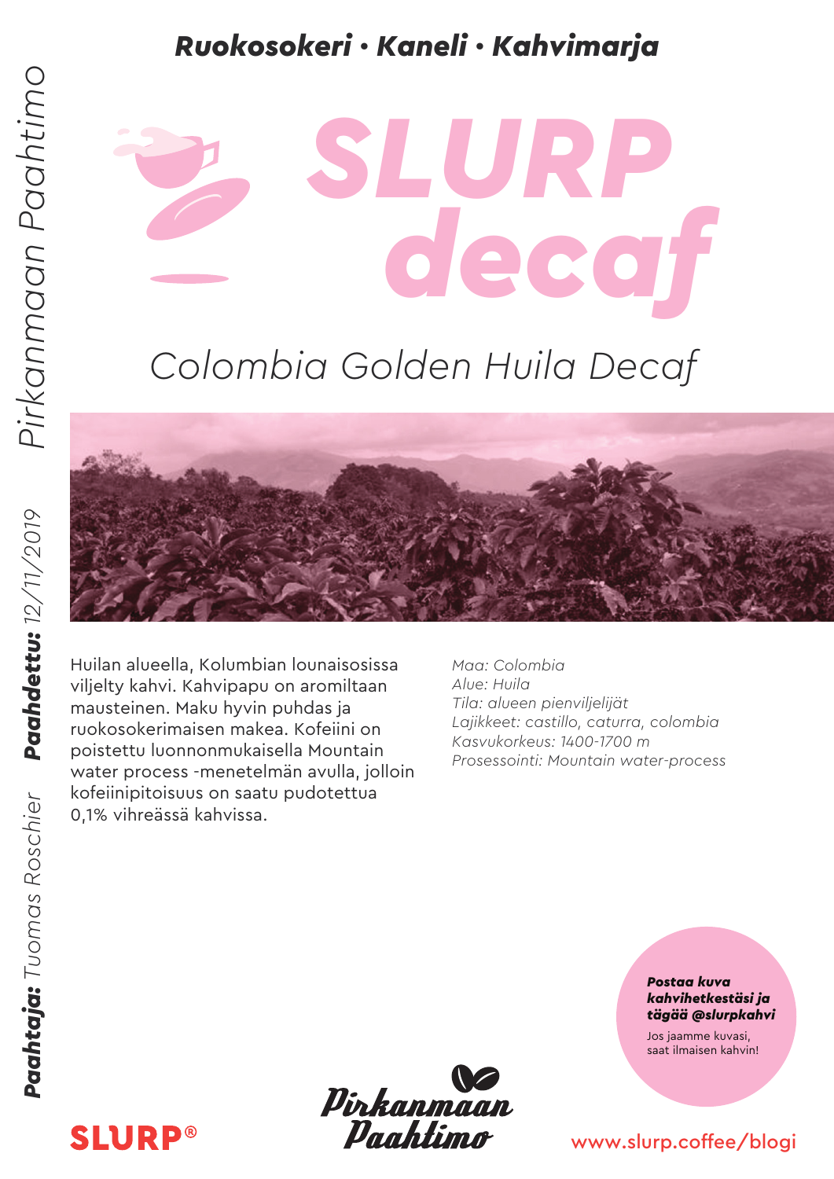***Ruokosokeri • Kaneli • Kahvimarja***

# SLURP *decaf*

## *Colombia Golden Huila Decaf*

Huilan alueella, Kolumbian lounaisosissa viljelty kahvi. Kahvipapu on aromiltaan mausteinen. Maku hyvin puhdas ja ruokosokerimaisen makea. Kofeiini on poistettu luonnonmukaisella Mountain water process -menetelmän avulla, jolloin kofeiinipitoisuus on saatu pudotettua 0,1% vihreässä kahvissa.

*Maa: Colombia*
*Alue: Huila*
*Tila: alueen pienviljelijät*
*Lajikkeet: castillo, caturra, colombia*
*Kasvukorkeus: 1400-1700 m*
*Prosessointi: Mountain water-process*

*Pirkanmaan Paahtimo*

***Paahdettu:*** *12/11/2019*

***Paahtaja:*** *Tuomas Roschier*

***Postaa kuva kahvihetkestäsi ja tägää @slurpkahvi***

Jos jaamme kuvasi, saat ilmaisen kahvin!

SLURP®

Pirkanmaan Paahtimo

www.slurp.coffee/blogi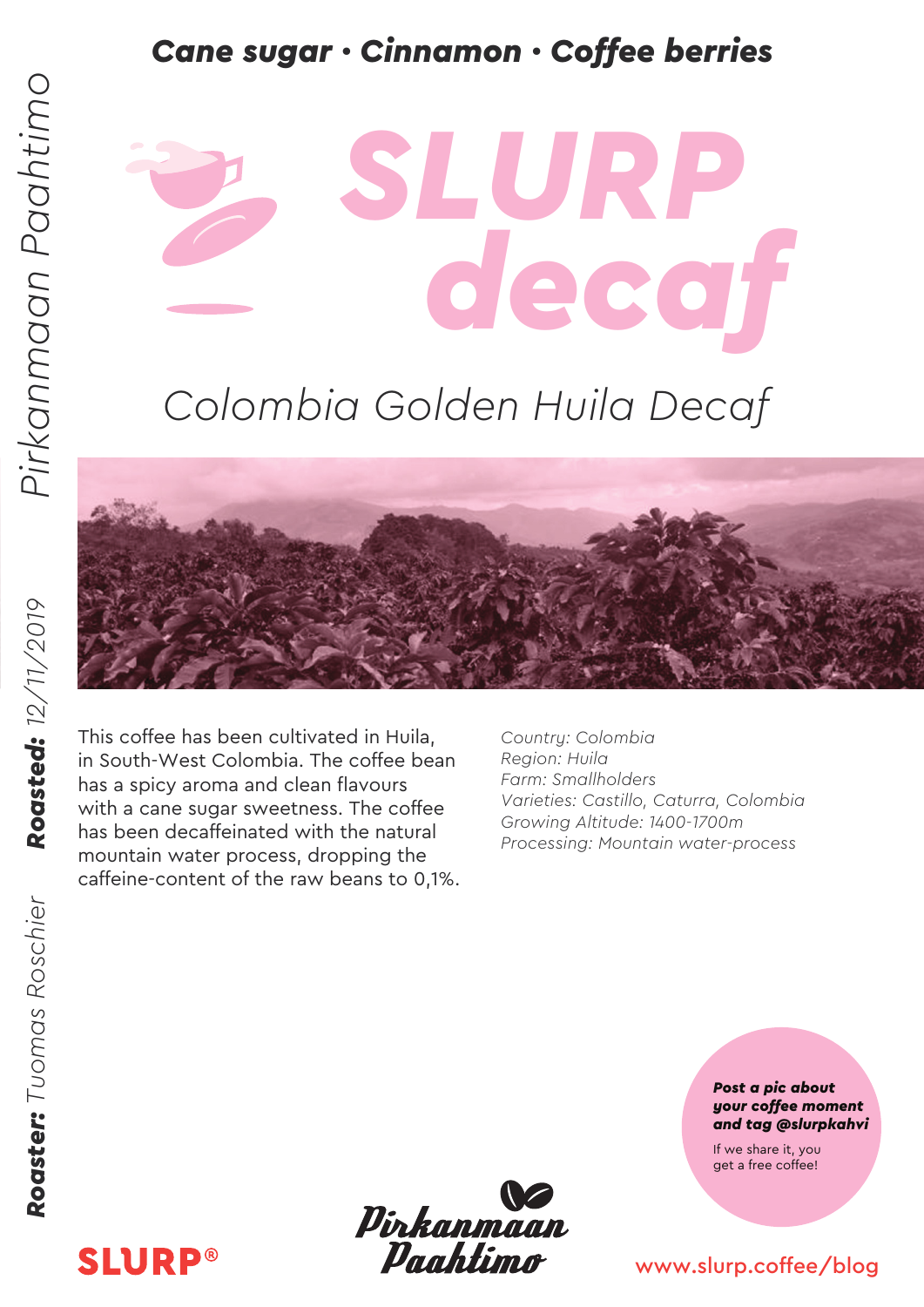**Cane sugar • Cinnamon • Coffee berries**

# SLURP decaf

## Colombia Golden Huila Decaf

This coffee has been cultivated in Huila, in South-West Colombia. The coffee bean has a spicy aroma and clean flavours with a cane sugar sweetness. The coffee has been decaffeinated with the natural mountain water process, dropping the caffeine-content of the raw beans to 0,1%.

*Country: Colombia*
*Region: Huila*
*Farm: Smallholders*
*Varieties: Castillo, Caturra, Colombia*
*Growing Altitude: 1400-1700m*
*Processing: Mountain water-process*

***Post a pic about your coffee moment and tag @slurpkahvi***

If we share it, you get a free coffee!

*Pirkanmaan Paahtimo*

***Roasted:*** *12/11/2019*

***Roaster:*** *Tuomas Roschier*

SLURP®

Pirkanmaan Paahtimo

www.slurp.coffee/blog